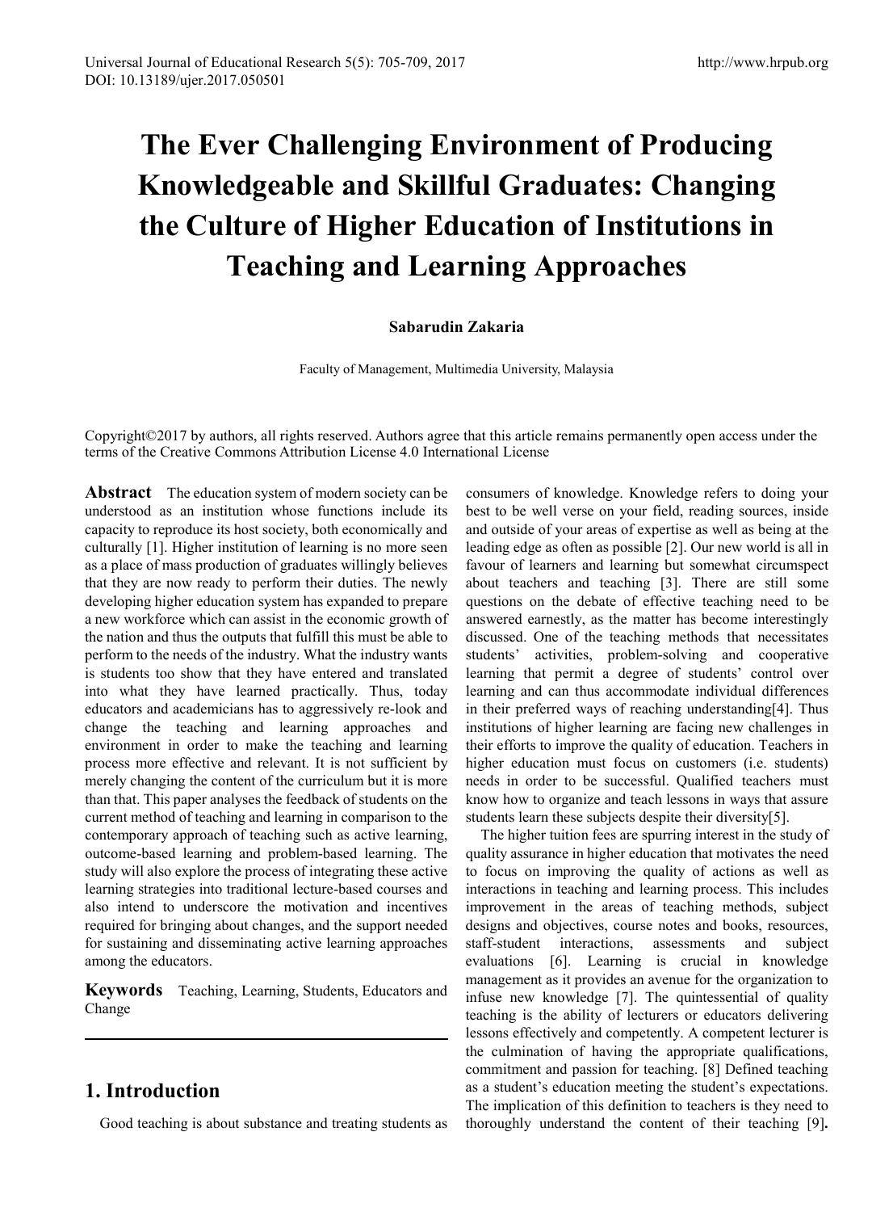# The Ever Challenging Environment of Producing Knowledgeable and Skillful Graduates: Changing the Culture of Higher Education of Institutions in Teaching and Learning Approaches

**Sabarudin Zakaria**

Faculty of Management, Multimedia University, Malaysia

Copyright©2017 by authors, all rights reserved. Authors agree that this article remains permanently open access under the terms of the Creative Commons Attribution License 4.0 International License

**Abstract** The education system of modern society can be understood as an institution whose functions include its capacity to reproduce its host society, both economically and culturally [1]. Higher institution of learning is no more seen as a place of mass production of graduates willingly believes that they are now ready to perform their duties. The newly developing higher education system has expanded to prepare a new workforce which can assist in the economic growth of the nation and thus the outputs that fulfill this must be able to perform to the needs of the industry. What the industry wants is students too show that they have entered and translated into what they have learned practically. Thus, today educators and academicians has to aggressively re-look and change the teaching and learning approaches and environment in order to make the teaching and learning process more effective and relevant. It is not sufficient by merely changing the content of the curriculum but it is more than that. This paper analyses the feedback of students on the current method of teaching and learning in comparison to the contemporary approach of teaching such as active learning, outcome-based learning and problem-based learning. The study will also explore the process of integrating these active learning strategies into traditional lecture-based courses and also intend to underscore the motivation and incentives required for bringing about changes, and the support needed for sustaining and disseminating active learning approaches among the educators.

**Keywords** Teaching, Learning, Students, Educators and Change

## 1. Introduction

Good teaching is about substance and treating students as consumers of knowledge. Knowledge refers to doing your best to be well verse on your field, reading sources, inside and outside of your areas of expertise as well as being at the leading edge as often as possible [2]. Our new world is all in favour of learners and learning but somewhat circumspect about teachers and teaching [3]. There are still some questions on the debate of effective teaching need to be answered earnestly, as the matter has become interestingly discussed. One of the teaching methods that necessitates students' activities, problem-solving and cooperative learning that permit a degree of students' control over learning and can thus accommodate individual differences in their preferred ways of reaching understanding[4]. Thus institutions of higher learning are facing new challenges in their efforts to improve the quality of education. Teachers in higher education must focus on customers (i.e. students) needs in order to be successful. Qualified teachers must know how to organize and teach lessons in ways that assure students learn these subjects despite their diversity[5].

The higher tuition fees are spurring interest in the study of quality assurance in higher education that motivates the need to focus on improving the quality of actions as well as interactions in teaching and learning process. This includes improvement in the areas of teaching methods, subject designs and objectives, course notes and books, resources, staff-student interactions, assessments and subject evaluations [6]. Learning is crucial in knowledge management as it provides an avenue for the organization to infuse new knowledge [7]. The quintessential of quality teaching is the ability of lecturers or educators delivering lessons effectively and competently. A competent lecturer is the culmination of having the appropriate qualifications, commitment and passion for teaching. [8] Defined teaching as a student's education meeting the student's expectations. The implication of this definition to teachers is they need to thoroughly understand the content of their teaching [9].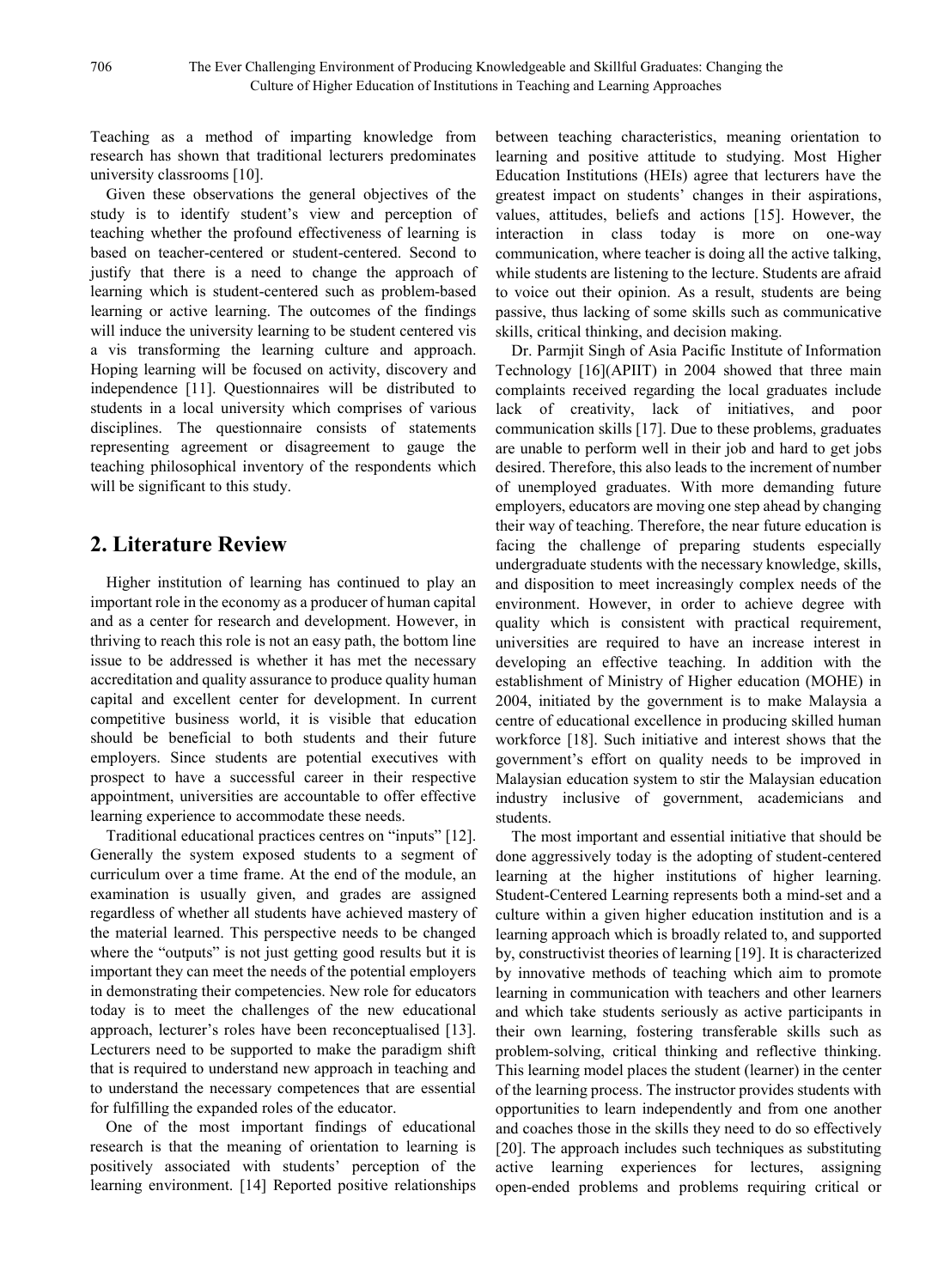Teaching as a method of imparting knowledge from research has shown that traditional lecturers predominates university classrooms [10].

Given these observations the general objectives of the study is to identify student's view and perception of teaching whether the profound effectiveness of learning is based on teacher-centered or student-centered. Second to justify that there is a need to change the approach of learning which is student-centered such as problem-based learning or active learning. The outcomes of the findings will induce the university learning to be student centered vis a vis transforming the learning culture and approach. Hoping learning will be focused on activity, discovery and independence [11]. Questionnaires will be distributed to students in a local university which comprises of various disciplines. The questionnaire consists of statements representing agreement or disagreement to gauge the teaching philosophical inventory of the respondents which will be significant to this study.

## 2. Literature Review

Higher institution of learning has continued to play an important role in the economy as a producer of human capital and as a center for research and development. However, in thriving to reach this role is not an easy path, the bottom line issue to be addressed is whether it has met the necessary accreditation and quality assurance to produce quality human capital and excellent center for development. In current competitive business world, it is visible that education should be beneficial to both students and their future employers. Since students are potential executives with prospect to have a successful career in their respective appointment, universities are accountable to offer effective learning experience to accommodate these needs.

Traditional educational practices centres on "inputs" [12]. Generally the system exposed students to a segment of curriculum over a time frame. At the end of the module, an examination is usually given, and grades are assigned regardless of whether all students have achieved mastery of the material learned. This perspective needs to be changed where the "outputs" is not just getting good results but it is important they can meet the needs of the potential employers in demonstrating their competencies. New role for educators today is to meet the challenges of the new educational approach, lecturer's roles have been reconceptualised [13]. Lecturers need to be supported to make the paradigm shift that is required to understand new approach in teaching and to understand the necessary competences that are essential for fulfilling the expanded roles of the educator.

One of the most important findings of educational research is that the meaning of orientation to learning is positively associated with students' perception of the learning environment. [14] Reported positive relationships between teaching characteristics, meaning orientation to learning and positive attitude to studying. Most Higher Education Institutions (HEIs) agree that lecturers have the greatest impact on students' changes in their aspirations, values, attitudes, beliefs and actions [15]. However, the interaction in class today is more on one-way communication, where teacher is doing all the active talking, while students are listening to the lecture. Students are afraid to voice out their opinion. As a result, students are being passive, thus lacking of some skills such as communicative skills, critical thinking, and decision making.

Dr. Parmjit Singh of Asia Pacific Institute of Information Technology [16](APIIT) in 2004 showed that three main complaints received regarding the local graduates include lack of creativity, lack of initiatives, and poor communication skills [17]. Due to these problems, graduates are unable to perform well in their job and hard to get jobs desired. Therefore, this also leads to the increment of number of unemployed graduates. With more demanding future employers, educators are moving one step ahead by changing their way of teaching. Therefore, the near future education is facing the challenge of preparing students especially undergraduate students with the necessary knowledge, skills, and disposition to meet increasingly complex needs of the environment. However, in order to achieve degree with quality which is consistent with practical requirement, universities are required to have an increase interest in developing an effective teaching. In addition with the establishment of Ministry of Higher education (MOHE) in 2004, initiated by the government is to make Malaysia a centre of educational excellence in producing skilled human workforce [18]. Such initiative and interest shows that the government's effort on quality needs to be improved in Malaysian education system to stir the Malaysian education industry inclusive of government, academicians and students.

The most important and essential initiative that should be done aggressively today is the adopting of student-centered learning at the higher institutions of higher learning. Student-Centered Learning represents both a mind-set and a culture within a given higher education institution and is a learning approach which is broadly related to, and supported by, constructivist theories of learning [19]. It is characterized by innovative methods of teaching which aim to promote learning in communication with teachers and other learners and which take students seriously as active participants in their own learning, fostering transferable skills such as problem-solving, critical thinking and reflective thinking. This learning model places the student (learner) in the center of the learning process. The instructor provides students with opportunities to learn independently and from one another and coaches those in the skills they need to do so effectively [20]. The approach includes such techniques as substituting active learning experiences for lectures, assigning open-ended problems and problems requiring critical or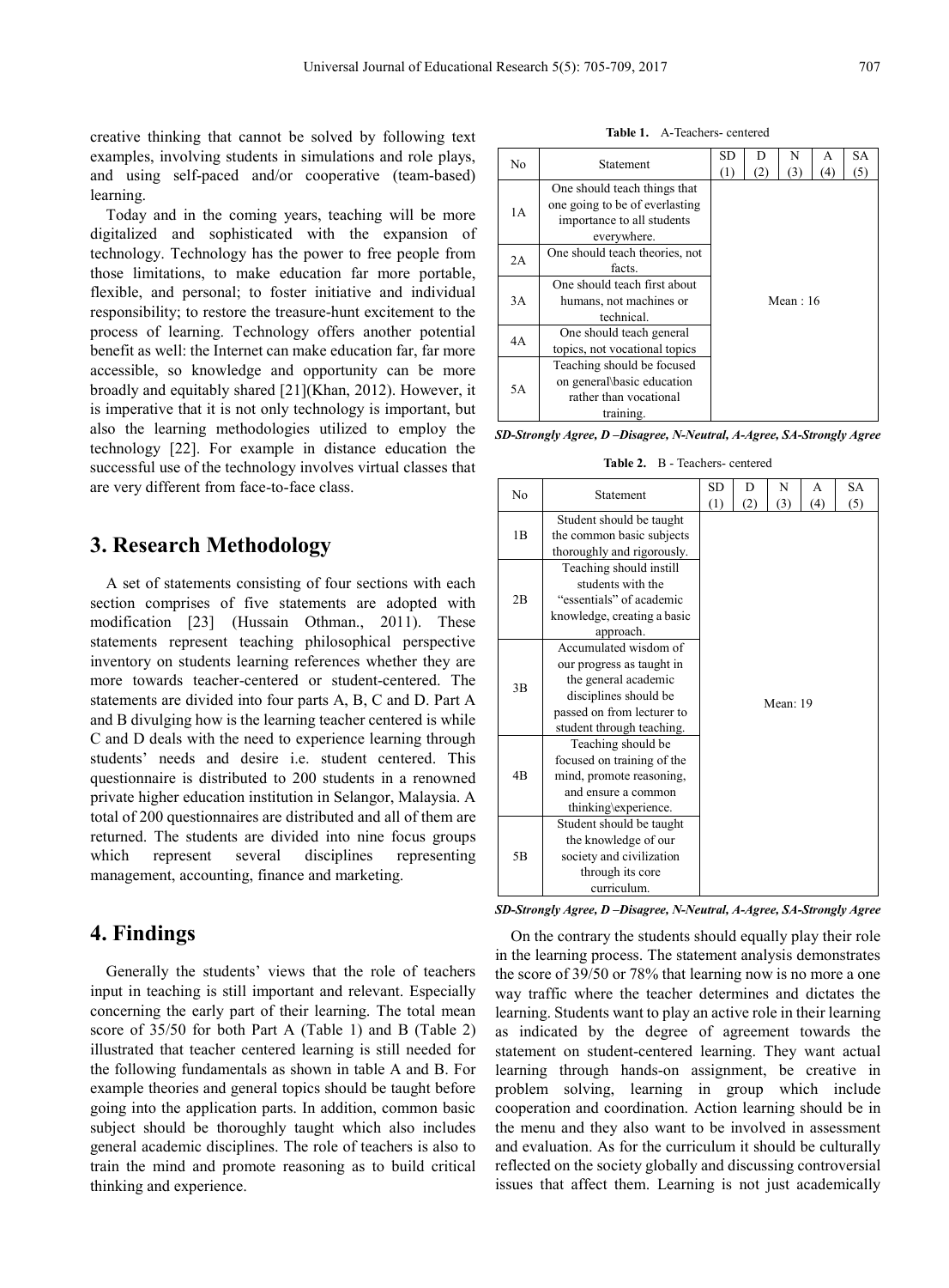creative thinking that cannot be solved by following text examples, involving students in simulations and role plays, and using self-paced and/or cooperative (team-based) learning.

Today and in the coming years, teaching will be more digitalized and sophisticated with the expansion of technology. Technology has the power to free people from those limitations, to make education far more portable, flexible, and personal; to foster initiative and individual responsibility; to restore the treasure-hunt excitement to the process of learning. Technology offers another potential benefit as well: the Internet can make education far, far more accessible, so knowledge and opportunity can be more broadly and equitably shared [21](Khan, 2012). However, it is imperative that it is not only technology is important, but also the learning methodologies utilized to employ the technology [22]. For example in distance education the successful use of the technology involves virtual classes that are very different from face-to-face class.

## 3. Research Methodology

A set of statements consisting of four sections with each section comprises of five statements are adopted with modification [23] (Hussain Othman., 2011). These statements represent teaching philosophical perspective inventory on students learning references whether they are more towards teacher-centered or student-centered. The statements are divided into four parts A, B, C and D. Part A and B divulging how is the learning teacher centered is while C and D deals with the need to experience learning through students' needs and desire i.e. student centered. This questionnaire is distributed to 200 students in a renowned private higher education institution in Selangor, Malaysia. A total of 200 questionnaires are distributed and all of them are returned. The students are divided into nine focus groups which represent several disciplines representing management, accounting, finance and marketing.

## 4. Findings

Generally the students' views that the role of teachers input in teaching is still important and relevant. Especially concerning the early part of their learning. The total mean score of 35/50 for both Part A (Table 1) and B (Table 2) illustrated that teacher centered learning is still needed for the following fundamentals as shown in table A and B. For example theories and general topics should be taught before going into the application parts. In addition, common basic subject should be thoroughly taught which also includes general academic disciplines. The role of teachers is also to train the mind and promote reasoning as to build critical thinking and experience.

**Table 1.** A-Teachers- centered

| No | Statement | SD (1) | D (2) | N (3) | A (4) | SA (5) |
|---|---|---|---|---|---|---|
| 1A | One should teach things that one going to be of everlasting importance to all students everywhere. | Mean : 16 | | | | |
| 2A | One should teach theories, not facts. | | | | | |
| 3A | One should teach first about humans, not machines or technical. | | | | | |
| 4A | One should teach general topics, not vocational topics | | | | | |
| 5A | Teaching should be focused on general\basic education rather than vocational training. | | | | | |

*SD-Strongly Agree, D –Disagree, N-Neutral, A-Agree, SA-Strongly Agree*

**Table 2.** B - Teachers- centered

| No | Statement | SD (1) | D (2) | N (3) | A (4) | SA (5) |
|---|---|---|---|---|---|---|
| 1B | Student should be taught the common basic subjects thoroughly and rigorously. | Mean: 19 | | | | |
| 2B | Teaching should instill students with the "essentials" of academic knowledge, creating a basic approach. | | | | | |
| 3B | Accumulated wisdom of our progress as taught in the general academic disciplines should be passed on from lecturer to student through teaching. | | | | | |
| 4B | Teaching should be focused on training of the mind, promote reasoning, and ensure a common thinking\experience. | | | | | |
| 5B | Student should be taught the knowledge of our society and civilization through its core curriculum. | | | | | |

*SD-Strongly Agree, D –Disagree, N-Neutral, A-Agree, SA-Strongly Agree*

On the contrary the students should equally play their role in the learning process. The statement analysis demonstrates the score of 39/50 or 78% that learning now is no more a one way traffic where the teacher determines and dictates the learning. Students want to play an active role in their learning as indicated by the degree of agreement towards the statement on student-centered learning. They want actual learning through hands-on assignment, be creative in problem solving, learning in group which include cooperation and coordination. Action learning should be in the menu and they also want to be involved in assessment and evaluation. As for the curriculum it should be culturally reflected on the society globally and discussing controversial issues that affect them. Learning is not just academically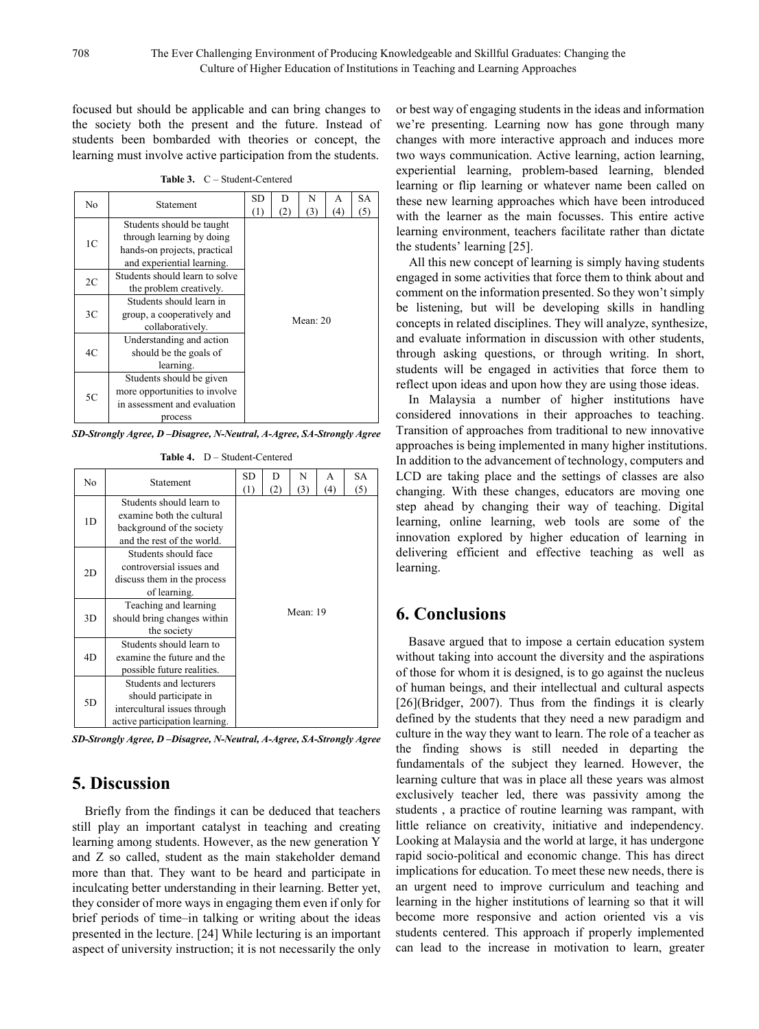focused but should be applicable and can bring changes to the society both the present and the future. Instead of students been bombarded with theories or concept, the learning must involve active participation from the students.

**Table 3.** C – Student-Centered

| No | Statement | SD (1) | D (2) | N (3) | A (4) | SA (5) |
|---|---|---|---|---|---|---|
| 1C | Students should be taught through learning by doing hands-on projects, practical and experiential learning. | Mean: 20 | | | | |
| 2C | Students should learn to solve the problem creatively. | | | | | |
| 3C | Students should learn in group, a cooperatively and collaboratively. | | | | | |
| 4C | Understanding and action should be the goals of learning. | | | | | |
| 5C | Students should be given more opportunities to involve in assessment and evaluation process | | | | | |

*SD-Strongly Agree, D –Disagree, N-Neutral, A-Agree, SA-Strongly Agree*

**Table 4.** D – Student-Centered

| No | Statement | SD (1) | D (2) | N (3) | A (4) | SA (5) |
|---|---|---|---|---|---|---|
| 1D | Students should learn to examine both the cultural background of the society and the rest of the world. | Mean: 19 | | | | |
| 2D | Students should face controversial issues and discuss them in the process of learning. | | | | | |
| 3D | Teaching and learning should bring changes within the society | | | | | |
| 4D | Students should learn to examine the future and the possible future realities. | | | | | |
| 5D | Students and lecturers should participate in intercultural issues through active participation learning. | | | | | |

*SD-Strongly Agree, D –Disagree, N-Neutral, A-Agree, SA-Strongly Agree*

## 5. Discussion

Briefly from the findings it can be deduced that teachers still play an important catalyst in teaching and creating learning among students. However, as the new generation Y and Z so called, student as the main stakeholder demand more than that. They want to be heard and participate in inculcating better understanding in their learning. Better yet, they consider of more ways in engaging them even if only for brief periods of time–in talking or writing about the ideas presented in the lecture. [24] While lecturing is an important aspect of university instruction; it is not necessarily the only or best way of engaging students in the ideas and information we're presenting. Learning now has gone through many changes with more interactive approach and induces more two ways communication. Active learning, action learning, experiential learning, problem-based learning, blended learning or flip learning or whatever name been called on these new learning approaches which have been introduced with the learner as the main focusses. This entire active learning environment, teachers facilitate rather than dictate the students' learning [25].

All this new concept of learning is simply having students engaged in some activities that force them to think about and comment on the information presented. So they won't simply be listening, but will be developing skills in handling concepts in related disciplines. They will analyze, synthesize, and evaluate information in discussion with other students, through asking questions, or through writing. In short, students will be engaged in activities that force them to reflect upon ideas and upon how they are using those ideas.

In Malaysia a number of higher institutions have considered innovations in their approaches to teaching. Transition of approaches from traditional to new innovative approaches is being implemented in many higher institutions. In addition to the advancement of technology, computers and LCD are taking place and the settings of classes are also changing. With these changes, educators are moving one step ahead by changing their way of teaching. Digital learning, online learning, web tools are some of the innovation explored by higher education of learning in delivering efficient and effective teaching as well as learning.

## 6. Conclusions

Basave argued that to impose a certain education system without taking into account the diversity and the aspirations of those for whom it is designed, is to go against the nucleus of human beings, and their intellectual and cultural aspects [26](Bridger, 2007). Thus from the findings it is clearly defined by the students that they need a new paradigm and culture in the way they want to learn. The role of a teacher as the finding shows is still needed in departing the fundamentals of the subject they learned. However, the learning culture that was in place all these years was almost exclusively teacher led, there was passivity among the students , a practice of routine learning was rampant, with little reliance on creativity, initiative and independency. Looking at Malaysia and the world at large, it has undergone rapid socio-political and economic change. This has direct implications for education. To meet these new needs, there is an urgent need to improve curriculum and teaching and learning in the higher institutions of learning so that it will become more responsive and action oriented vis a vis students centered. This approach if properly implemented can lead to the increase in motivation to learn, greater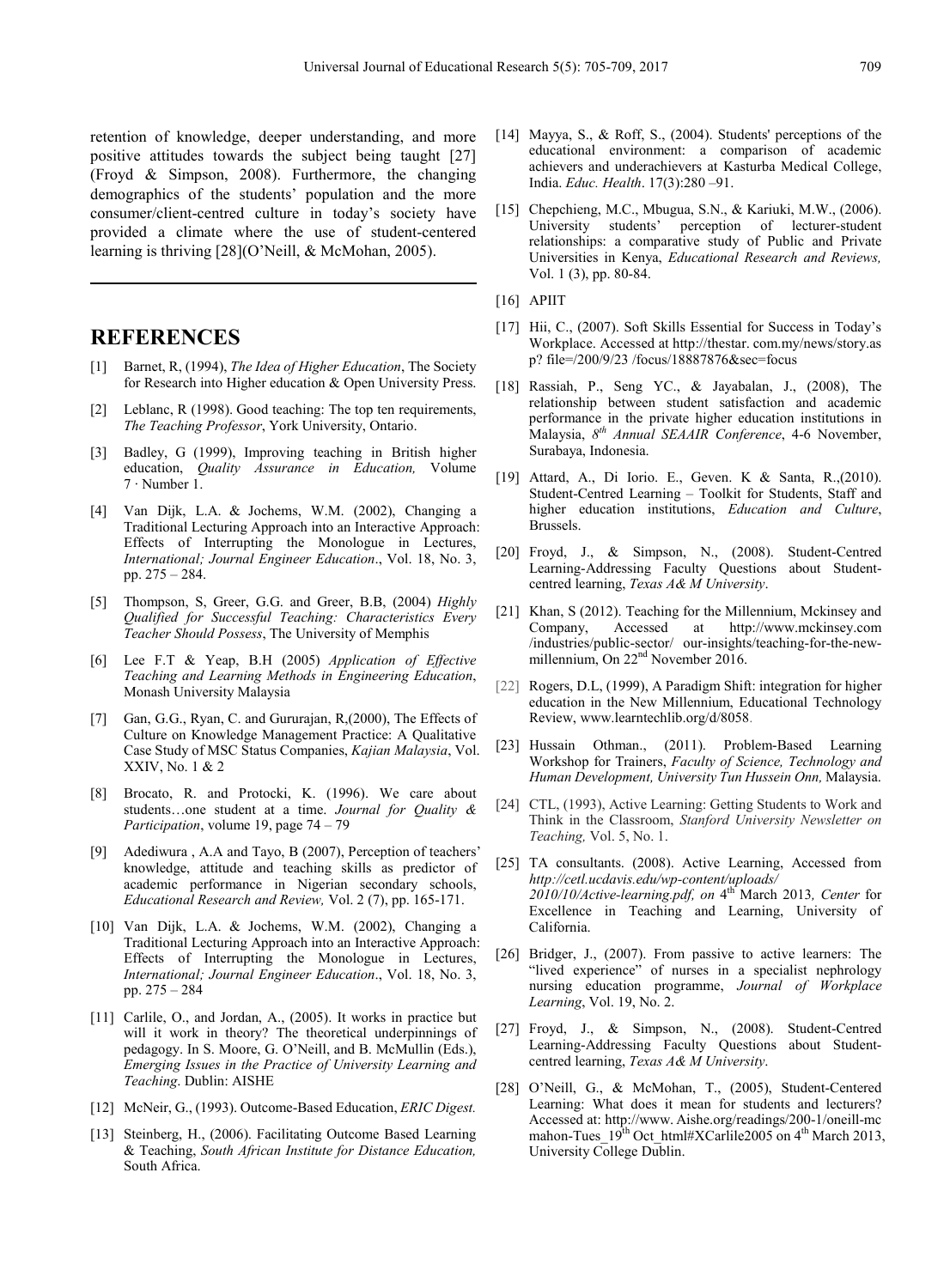retention of knowledge, deeper understanding, and more positive attitudes towards the subject being taught [27] (Froyd & Simpson, 2008). Furthermore, the changing demographics of the students' population and the more consumer/client-centred culture in today's society have provided a climate where the use of student-centered learning is thriving [28](O'Neill, & McMohan, 2005).

## REFERENCES

[1] Barnet, R, (1994), *The Idea of Higher Education*, The Society for Research into Higher education & Open University Press.

[2] Leblanc, R (1998). Good teaching: The top ten requirements, *The Teaching Professor*, York University, Ontario.

[3] Badley, G (1999), Improving teaching in British higher education, *Quality Assurance in Education,* Volume 7 · Number 1.

[4] Van Dijk, L.A. & Jochems, W.M. (2002), Changing a Traditional Lecturing Approach into an Interactive Approach: Effects of Interrupting the Monologue in Lectures, *International; Journal Engineer Education*., Vol. 18, No. 3, pp. 275 – 284.

[5] Thompson, S, Greer, G.G. and Greer, B.B, (2004) *Highly Qualified for Successful Teaching: Characteristics Every Teacher Should Possess*, The University of Memphis

[6] Lee F.T & Yeap, B.H (2005) *Application of Effective Teaching and Learning Methods in Engineering Education*, Monash University Malaysia

[7] Gan, G.G., Ryan, C. and Gururajan, R,(2000), The Effects of Culture on Knowledge Management Practice: A Qualitative Case Study of MSC Status Companies, *Kajian Malaysia*, Vol. XXIV, No. 1 & 2

[8] Brocato, R. and Protocki, K. (1996). We care about students…one student at a time. *Journal for Quality & Participation*, volume 19, page 74 – 79

[9] Adediwura , A.A and Tayo, B (2007), Perception of teachers' knowledge, attitude and teaching skills as predictor of academic performance in Nigerian secondary schools, *Educational Research and Review,* Vol. 2 (7), pp. 165-171.

[10] Van Dijk, L.A. & Jochems, W.M. (2002), Changing a Traditional Lecturing Approach into an Interactive Approach: Effects of Interrupting the Monologue in Lectures, *International; Journal Engineer Education*., Vol. 18, No. 3, pp. 275 – 284

[11] Carlile, O., and Jordan, A., (2005). It works in practice but will it work in theory? The theoretical underpinnings of pedagogy. In S. Moore, G. O'Neill, and B. McMullin (Eds.), *Emerging Issues in the Practice of University Learning and Teaching*. Dublin: AISHE

[12] McNeir, G., (1993). Outcome-Based Education, *ERIC Digest.*

[13] Steinberg, H., (2006). Facilitating Outcome Based Learning & Teaching, *South African Institute for Distance Education,* South Africa.

[14] Mayya, S., & Roff, S., (2004). Students' perceptions of the educational environment: a comparison of academic achievers and underachievers at Kasturba Medical College, India. *Educ. Health*. 17(3):280 –91.

[15] Chepchieng, M.C., Mbugua, S.N., & Kariuki, M.W., (2006). University students' perception of lecturer-student relationships: a comparative study of Public and Private Universities in Kenya, *Educational Research and Reviews,* Vol. 1 (3), pp. 80-84.

[16] APIIT

[17] Hii, C., (2007). Soft Skills Essential for Success in Today's Workplace. Accessed at http://thestar. com.my/news/story.as p? file=/200/9/23 /focus/18887876&sec=focus

[18] Rassiah, P., Seng YC., & Jayabalan, J., (2008), The relationship between student satisfaction and academic performance in the private higher education institutions in Malaysia, *8th Annual SEAAIR Conference*, 4-6 November, Surabaya, Indonesia.

[19] Attard, A., Di Iorio. E., Geven. K & Santa, R.,(2010). Student-Centred Learning – Toolkit for Students, Staff and higher education institutions, *Education and Culture*, Brussels.

[20] Froyd, J., & Simpson, N., (2008). Student-Centred Learning-Addressing Faculty Questions about Student-centred learning, *Texas A& M University*.

[21] Khan, S (2012). Teaching for the Millennium, Mckinsey and Company, Accessed at http://www.mckinsey.com /industries/public-sector/ our-insights/teaching-for-the-new-millennium, On 22nd November 2016.

[22] Rogers, D.L, (1999), A Paradigm Shift: integration for higher education in the New Millennium, Educational Technology Review, www.learntechlib.org/d/8058.

[23] Hussain Othman., (2011). Problem-Based Learning Workshop for Trainers, *Faculty of Science, Technology and Human Development, University Tun Hussein Onn,* Malaysia.

[24] CTL, (1993), Active Learning: Getting Students to Work and Think in the Classroom, *Stanford University Newsletter on Teaching,* Vol. 5, No. 1.

[25] TA consultants. (2008). Active Learning, Accessed from *http://cetl.ucdavis.edu/wp-content/uploads/ 2010/10/Active-learning.pdf, on* 4th March 2013*, Center* for Excellence in Teaching and Learning, University of California.

[26] Bridger, J., (2007). From passive to active learners: The "lived experience" of nurses in a specialist nephrology nursing education programme, *Journal of Workplace Learning*, Vol. 19, No. 2.

[27] Froyd, J., & Simpson, N., (2008). Student-Centred Learning-Addressing Faculty Questions about Student-centred learning, *Texas A& M University*.

[28] O'Neill, G., & McMohan, T., (2005), Student-Centered Learning: What does it mean for students and lecturers? Accessed at: http://www. Aishe.org/readings/200-1/oneill-mc mahon-Tues_19th Oct_html#XCarlile2005 on 4th March 2013, University College Dublin.